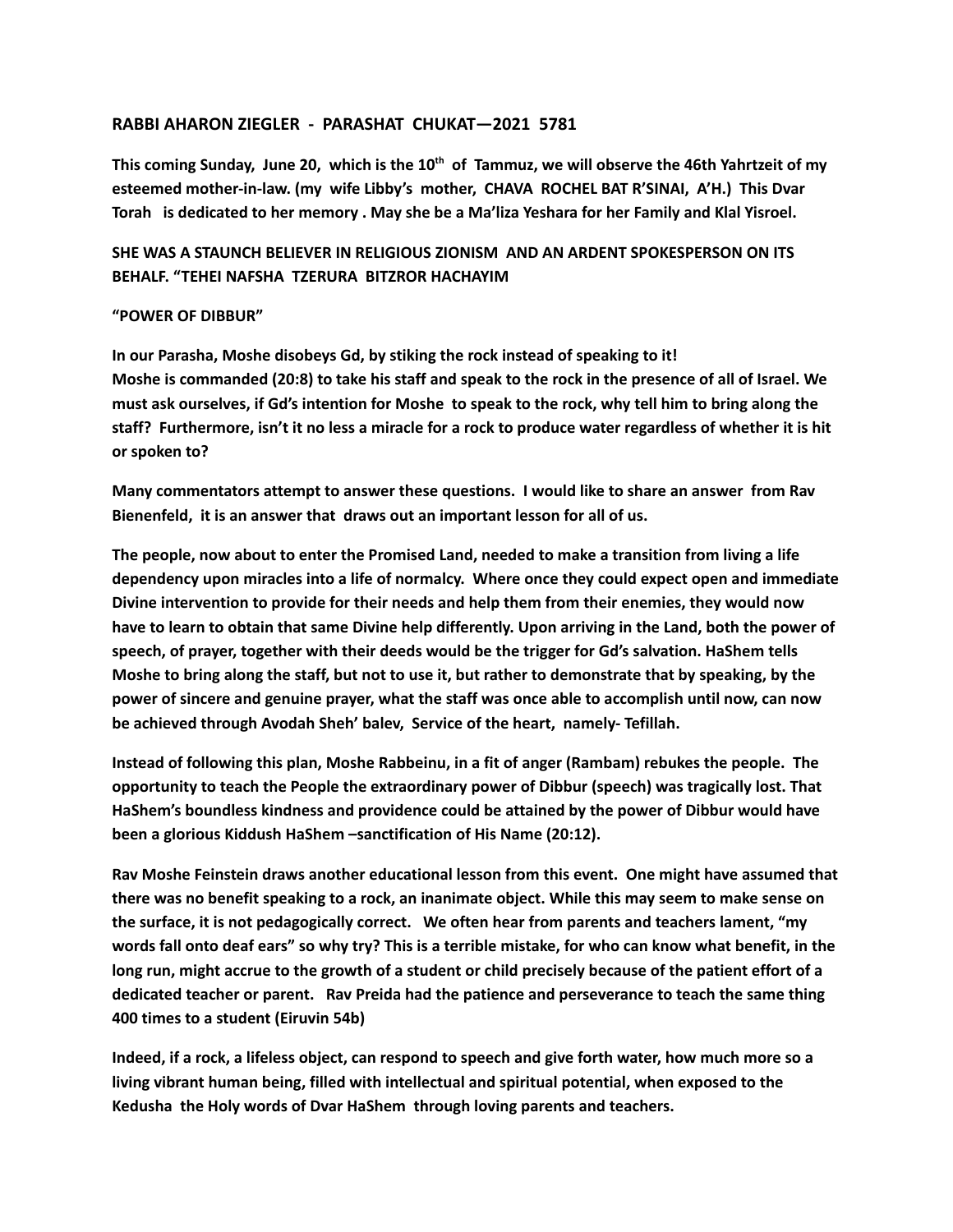**RABBI AHARON ZIEGLER - PARASHAT CHUKAT—2021 5781**

**This coming Sunday, June 20, which is the 10th of Tammuz, we will observe the 46th Yahrtzeit of my esteemed mother-in-law. (my wife Libby's mother, CHAVA ROCHEL BAT R'SINAI, A'H.) This Dvar Torah is dedicated to her memory . May she be a Ma'liza Yeshara for her Family and Klal Yisroel.**

**SHE WAS A STAUNCH BELIEVER IN RELIGIOUS ZIONISM AND AN ARDENT SPOKESPERSON ON ITS BEHALF. "TEHEI NAFSHA TZERURA BITZROR HACHAYIM**

**"POWER OF DIBBUR"**

**In our Parasha, Moshe disobeys Gd, by stiking the rock instead of speaking to it!**
**Moshe is commanded (20:8) to take his staff and speak to the rock in the presence of all of Israel. We must ask ourselves, if Gd's intention for Moshe to speak to the rock, why tell him to bring along the staff? Furthermore, isn't it no less a miracle for a rock to produce water regardless of whether it is hit or spoken to?**

**Many commentators attempt to answer these questions. I would like to share an answer from Rav Bienenfeld, it is an answer that draws out an important lesson for all of us.**

**The people, now about to enter the Promised Land, needed to make a transition from living a life dependency upon miracles into a life of normalcy. Where once they could expect open and immediate Divine intervention to provide for their needs and help them from their enemies, they would now have to learn to obtain that same Divine help differently. Upon arriving in the Land, both the power of speech, of prayer, together with their deeds would be the trigger for Gd's salvation. HaShem tells Moshe to bring along the staff, but not to use it, but rather to demonstrate that by speaking, by the power of sincere and genuine prayer, what the staff was once able to accomplish until now, can now be achieved through Avodah Sheh' balev, Service of the heart, namely- Tefillah.**

**Instead of following this plan, Moshe Rabbeinu, in a fit of anger (Rambam) rebukes the people. The opportunity to teach the People the extraordinary power of Dibbur (speech) was tragically lost. That HaShem's boundless kindness and providence could be attained by the power of Dibbur would have been a glorious Kiddush HaShem –sanctification of His Name (20:12).**

**Rav Moshe Feinstein draws another educational lesson from this event. One might have assumed that there was no benefit speaking to a rock, an inanimate object. While this may seem to make sense on the surface, it is not pedagogically correct. We often hear from parents and teachers lament, "my words fall onto deaf ears" so why try? This is a terrible mistake, for who can know what benefit, in the long run, might accrue to the growth of a student or child precisely because of the patient effort of a dedicated teacher or parent. Rav Preida had the patience and perseverance to teach the same thing 400 times to a student (Eiruvin 54b)**

**Indeed, if a rock, a lifeless object, can respond to speech and give forth water, how much more so a living vibrant human being, filled with intellectual and spiritual potential, when exposed to the Kedusha the Holy words of Dvar HaShem through loving parents and teachers.**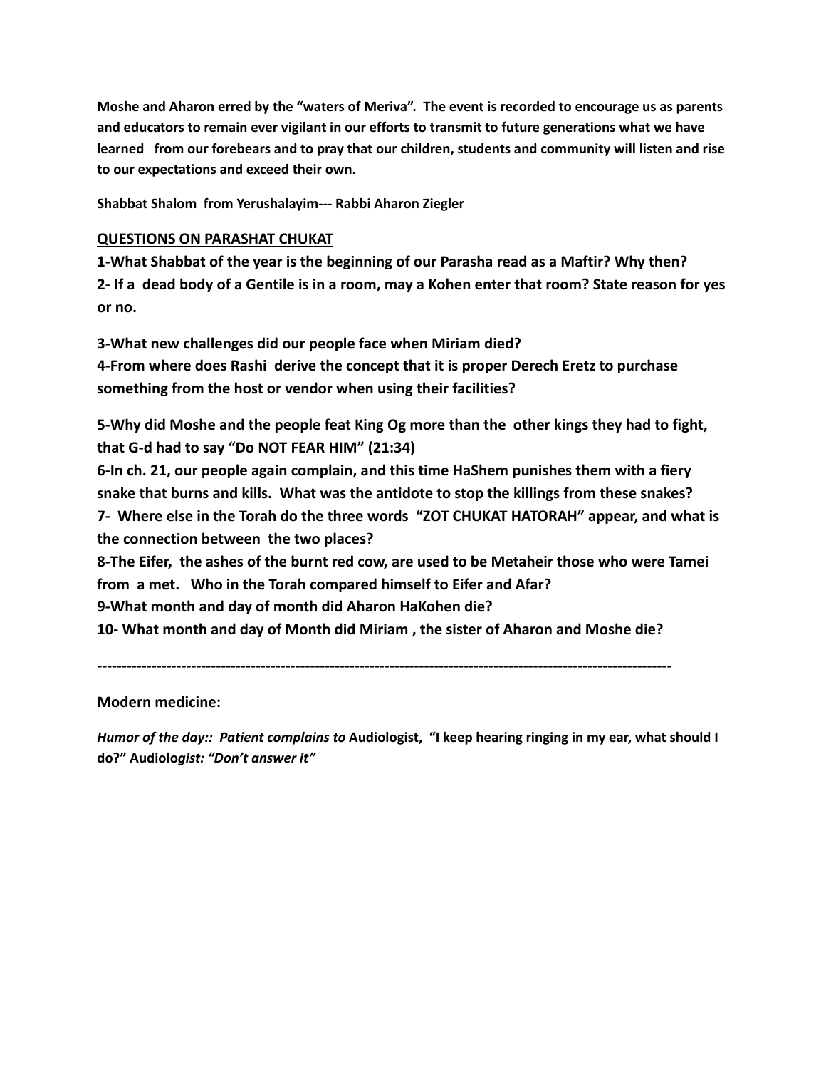**Moshe and Aharon erred by the "waters of Meriva". The event is recorded to encourage us as parents and educators to remain ever vigilant in our efforts to transmit to future generations what we have learned from our forebears and to pray that our children, students and community will listen and rise to our expectations and exceed their own.**

**Shabbat Shalom from Yerushalayim--- Rabbi Aharon Ziegler**

**<u>QUESTIONS ON PARASHAT CHUKAT</u>**

**1-What Shabbat of the year is the beginning of our Parasha read as a Maftir? Why then?**
**2- If a dead body of a Gentile is in a room, may a Kohen enter that room? State reason for yes or no.**

**3-What new challenges did our people face when Miriam died?**
**4-From where does Rashi derive the concept that it is proper Derech Eretz to purchase something from the host or vendor when using their facilities?**

**5-Why did Moshe and the people feat King Og more than the other kings they had to fight, that G-d had to say "Do NOT FEAR HIM" (21:34)**
**6-In ch. 21, our people again complain, and this time HaShem punishes them with a fiery snake that burns and kills. What was the antidote to stop the killings from these snakes?**
**7- Where else in the Torah do the three words "ZOT CHUKAT HATORAH" appear, and what is the connection between the two places?**
**8-The Eifer, the ashes of the burnt red cow, are used to be Metaheir those who were Tamei from a met. Who in the Torah compared himself to Eifer and Afar?**
**9-What month and day of month did Aharon HaKohen die?**
**10- What month and day of Month did Miriam , the sister of Aharon and Moshe die?**

**------------------------------------------------------------------------------------------------------------------**

**Modern medicine:**

***Humor of the day:: Patient complains to* Audiologist, "I keep hearing ringing in my ear, what should I do?" Audiol*ogist: "Don't answer it"***